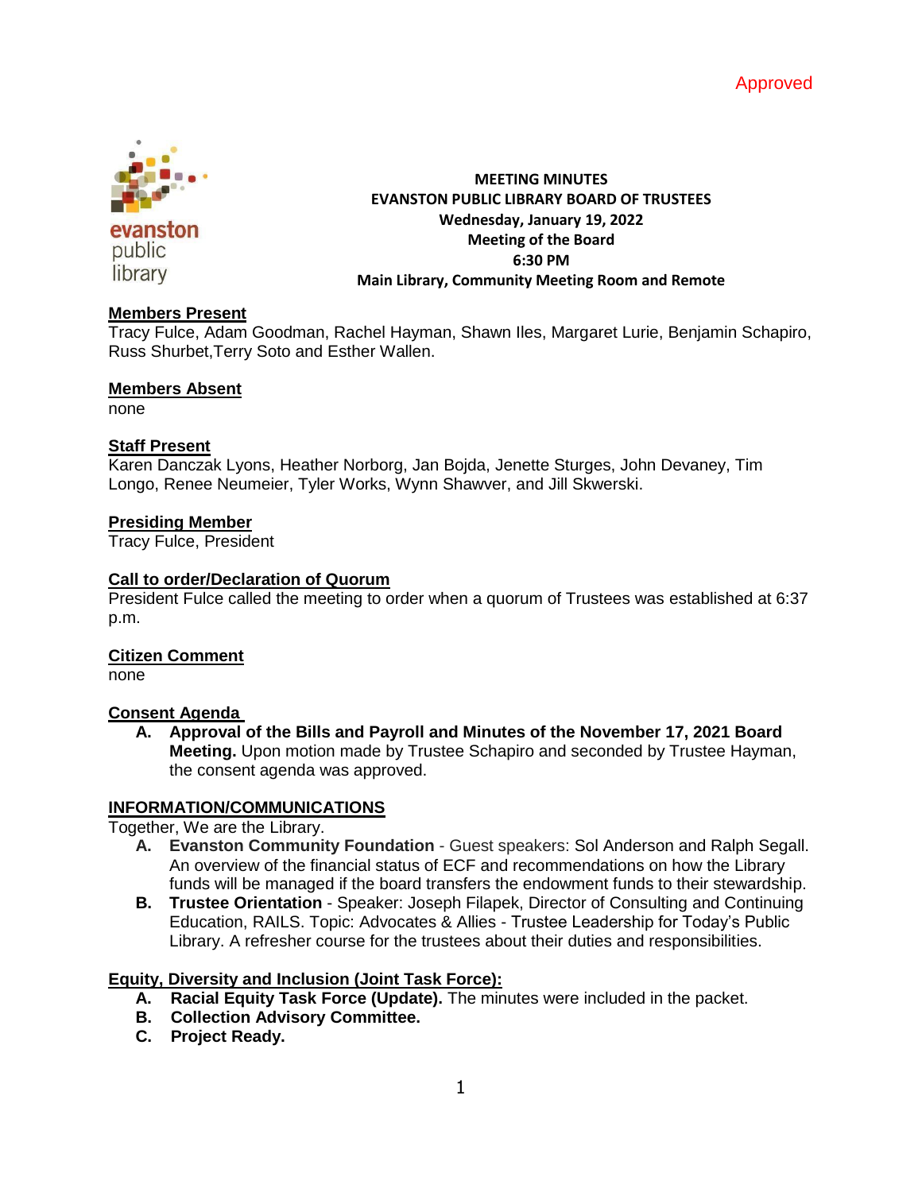Approved

evanston public library

**MEETING MINUTES**
**EVANSTON PUBLIC LIBRARY BOARD OF TRUSTEES**
**Wednesday, January 19, 2022**
**Meeting of the Board**
**6:30 PM**
**Main Library, Community Meeting Room and Remote**

**Members Present**
Tracy Fulce, Adam Goodman, Rachel Hayman, Shawn Iles, Margaret Lurie, Benjamin Schapiro, Russ Shurbet,Terry Soto and Esther Wallen.

**Members Absent**
none

**Staff Present**
Karen Danczak Lyons, Heather Norborg, Jan Bojda, Jenette Sturges, John Devaney, Tim Longo, Renee Neumeier, Tyler Works, Wynn Shawver, and Jill Skwerski.

**Presiding Member**
Tracy Fulce, President

**Call to order/Declaration of Quorum**
President Fulce called the meeting to order when a quorum of Trustees was established at 6:37 p.m.

**Citizen Comment**
none

**Consent Agenda**

A. **Approval of the Bills and Payroll and Minutes of the November 17, 2021 Board Meeting.** Upon motion made by Trustee Schapiro and seconded by Trustee Hayman, the consent agenda was approved.

**INFORMATION/COMMUNICATIONS**
Together, We are the Library.

A. **Evanston Community Foundation** - Guest speakers: Sol Anderson and Ralph Segall. An overview of the financial status of ECF and recommendations on how the Library funds will be managed if the board transfers the endowment funds to their stewardship.
B. **Trustee Orientation** - Speaker: Joseph Filapek, Director of Consulting and Continuing Education, RAILS. Topic: Advocates & Allies - Trustee Leadership for Today's Public Library. A refresher course for the trustees about their duties and responsibilities.

**Equity, Diversity and Inclusion (Joint Task Force):**

A. **Racial Equity Task Force (Update).** The minutes were included in the packet.
B. **Collection Advisory Committee.**
C. **Project Ready.**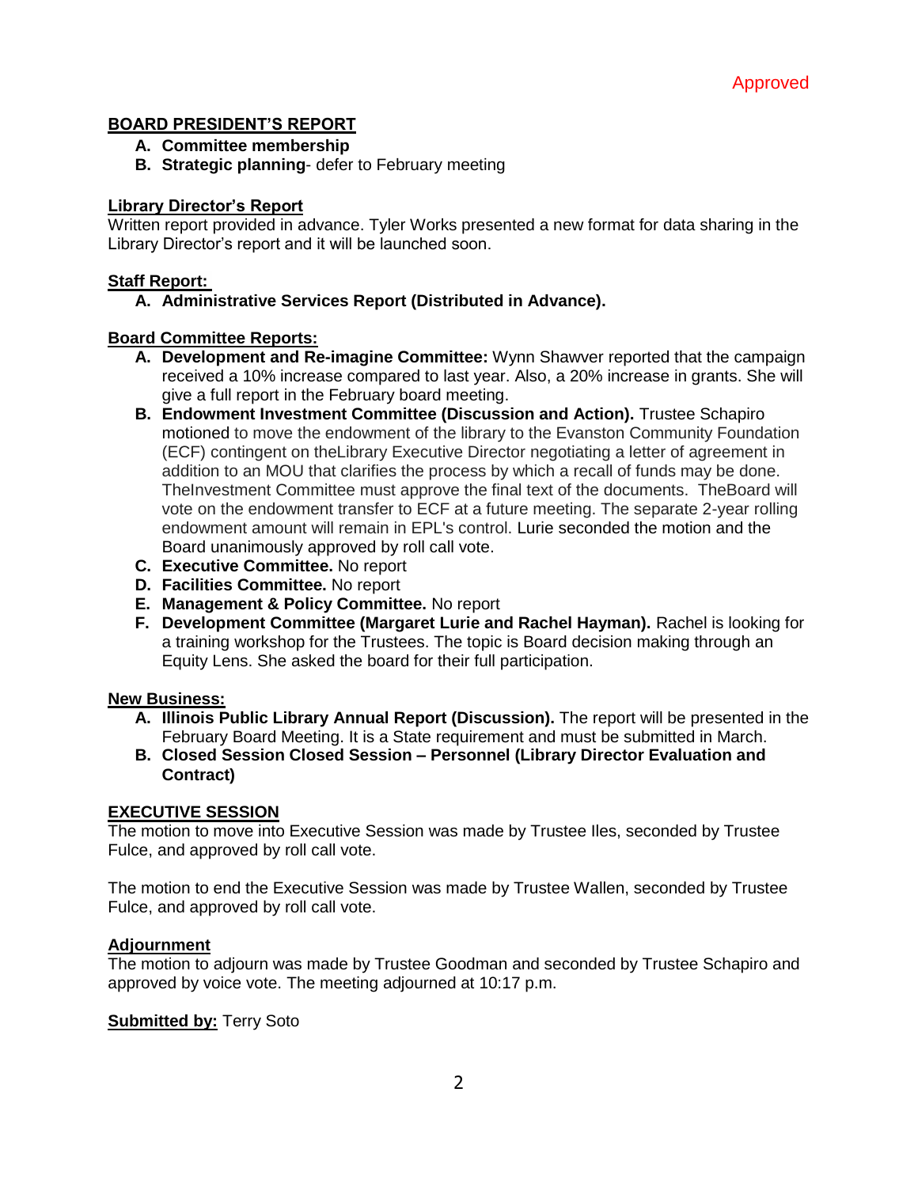Approved

**BOARD PRESIDENT'S REPORT**

A. **Committee membership**
B. **Strategic planning**- defer to February meeting

**Library Director's Report**

Written report provided in advance. Tyler Works presented a new format for data sharing in the Library Director's report and it will be launched soon.

**Staff Report:**

A. **Administrative Services Report (Distributed in Advance).**

**Board Committee Reports:**

A. **Development and Re-imagine Committee:** Wynn Shawver reported that the campaign received a 10% increase compared to last year. Also, a 20% increase in grants. She will give a full report in the February board meeting.
B. **Endowment Investment Committee (Discussion and Action).** Trustee Schapiro motioned to move the endowment of the library to the Evanston Community Foundation (ECF) contingent on theLibrary Executive Director negotiating a letter of agreement in addition to an MOU that clarifies the process by which a recall of funds may be done. TheInvestment Committee must approve the final text of the documents. TheBoard will vote on the endowment transfer to ECF at a future meeting. The separate 2-year rolling endowment amount will remain in EPL's control. Lurie seconded the motion and the Board unanimously approved by roll call vote.
C. **Executive Committee.** No report
D. **Facilities Committee.** No report
E. **Management & Policy Committee.** No report
F. **Development Committee (Margaret Lurie and Rachel Hayman).** Rachel is looking for a training workshop for the Trustees. The topic is Board decision making through an Equity Lens. She asked the board for their full participation.

**New Business:**

A. **Illinois Public Library Annual Report (Discussion).** The report will be presented in the February Board Meeting. It is a State requirement and must be submitted in March.
B. **Closed Session Closed Session – Personnel (Library Director Evaluation and Contract)**

**EXECUTIVE SESSION**

The motion to move into Executive Session was made by Trustee Iles, seconded by Trustee Fulce, and approved by roll call vote.

The motion to end the Executive Session was made by Trustee Wallen, seconded by Trustee Fulce, and approved by roll call vote.

**Adjournment**

The motion to adjourn was made by Trustee Goodman and seconded by Trustee Schapiro and approved by voice vote. The meeting adjourned at 10:17 p.m.

**Submitted by:** Terry Soto